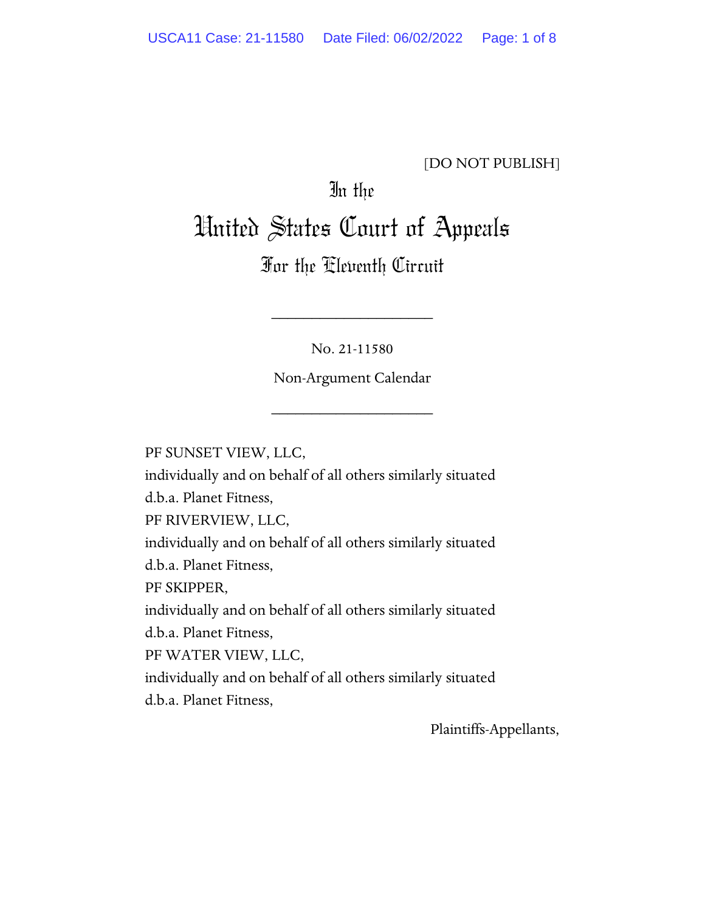[DO NOT PUBLISH]

In the

# United States Court of Appeals

## For the Eleventh Circuit

---

No. 21-11580

Non-Argument Calendar

---

PF SUNSET VIEW, LLC,
individually and on behalf of all others similarly situated
d.b.a. Planet Fitness,
PF RIVERVIEW, LLC,
individually and on behalf of all others similarly situated
d.b.a. Planet Fitness,
PF SKIPPER,
individually and on behalf of all others similarly situated
d.b.a. Planet Fitness,
PF WATER VIEW, LLC,
individually and on behalf of all others similarly situated
d.b.a. Planet Fitness,

Plaintiffs-Appellants,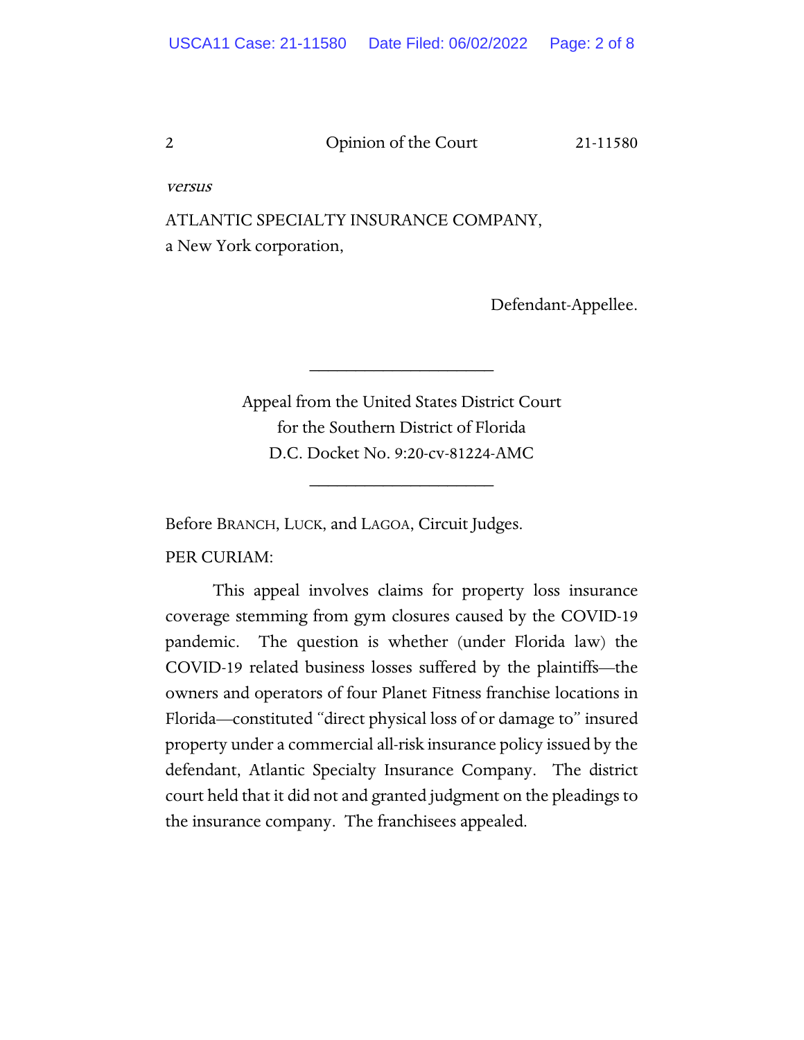*versus*

ATLANTIC SPECIALTY INSURANCE COMPANY,
a New York corporation,

Defendant-Appellee.

---

Appeal from the United States District Court
for the Southern District of Florida
D.C. Docket No. 9:20-cv-81224-AMC

---

Before BRANCH, LUCK, and LAGOA, Circuit Judges.

PER CURIAM:

This appeal involves claims for property loss insurance coverage stemming from gym closures caused by the COVID-19 pandemic. The question is whether (under Florida law) the COVID-19 related business losses suffered by the plaintiffs—the owners and operators of four Planet Fitness franchise locations in Florida—constituted "direct physical loss of or damage to" insured property under a commercial all-risk insurance policy issued by the defendant, Atlantic Specialty Insurance Company. The district court held that it did not and granted judgment on the pleadings to the insurance company. The franchisees appealed.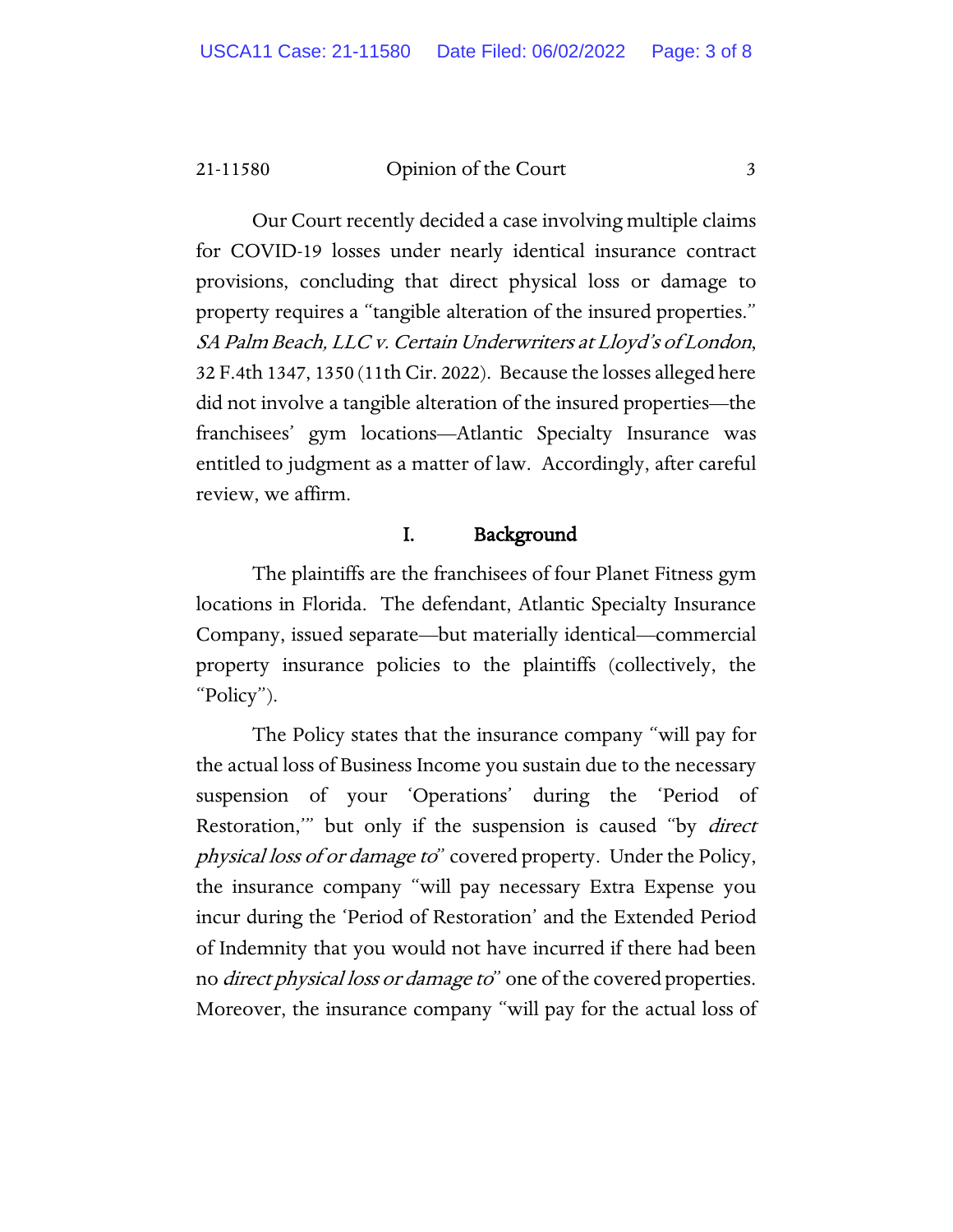Our Court recently decided a case involving multiple claims for COVID-19 losses under nearly identical insurance contract provisions, concluding that direct physical loss or damage to property requires a "tangible alteration of the insured properties." *SA Palm Beach, LLC v. Certain Underwriters at Lloyd's of London*, 32 F.4th 1347, 1350 (11th Cir. 2022). Because the losses alleged here did not involve a tangible alteration of the insured properties—the franchisees' gym locations—Atlantic Specialty Insurance was entitled to judgment as a matter of law. Accordingly, after careful review, we affirm.

## I. Background

The plaintiffs are the franchisees of four Planet Fitness gym locations in Florida. The defendant, Atlantic Specialty Insurance Company, issued separate—but materially identical—commercial property insurance policies to the plaintiffs (collectively, the "Policy").

The Policy states that the insurance company "will pay for the actual loss of Business Income you sustain due to the necessary suspension of your 'Operations' during the 'Period of Restoration,'" but only if the suspension is caused "by *direct physical loss of or damage to*" covered property. Under the Policy, the insurance company "will pay necessary Extra Expense you incur during the 'Period of Restoration' and the Extended Period of Indemnity that you would not have incurred if there had been no *direct physical loss or damage to*" one of the covered properties. Moreover, the insurance company "will pay for the actual loss of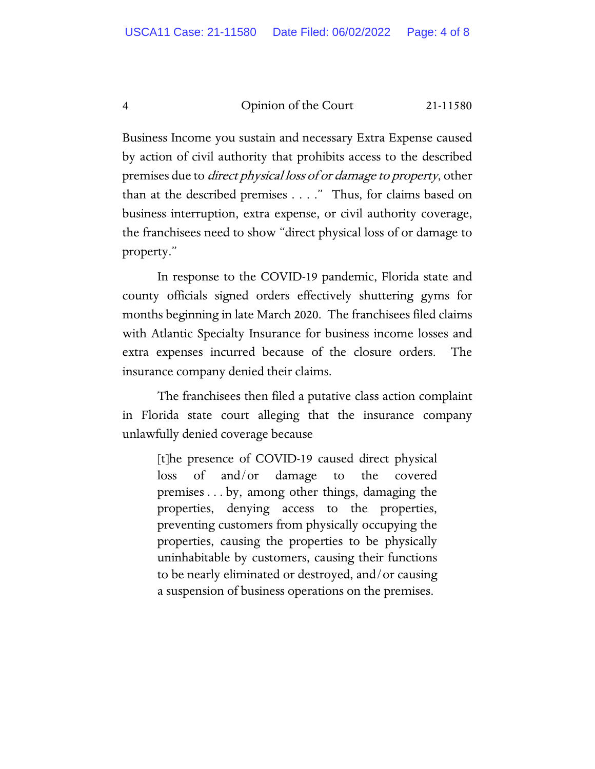Business Income you sustain and necessary Extra Expense caused by action of civil authority that prohibits access to the described premises due to *direct physical loss of or damage to property*, other than at the described premises . . . ." Thus, for claims based on business interruption, extra expense, or civil authority coverage, the franchisees need to show "direct physical loss of or damage to property."

In response to the COVID-19 pandemic, Florida state and county officials signed orders effectively shuttering gyms for months beginning in late March 2020. The franchisees filed claims with Atlantic Specialty Insurance for business income losses and extra expenses incurred because of the closure orders. The insurance company denied their claims.

The franchisees then filed a putative class action complaint in Florida state court alleging that the insurance company unlawfully denied coverage because

> [t]he presence of COVID-19 caused direct physical loss of and/or damage to the covered premises . . . by, among other things, damaging the properties, denying access to the properties, preventing customers from physically occupying the properties, causing the properties to be physically uninhabitable by customers, causing their functions to be nearly eliminated or destroyed, and/or causing a suspension of business operations on the premises.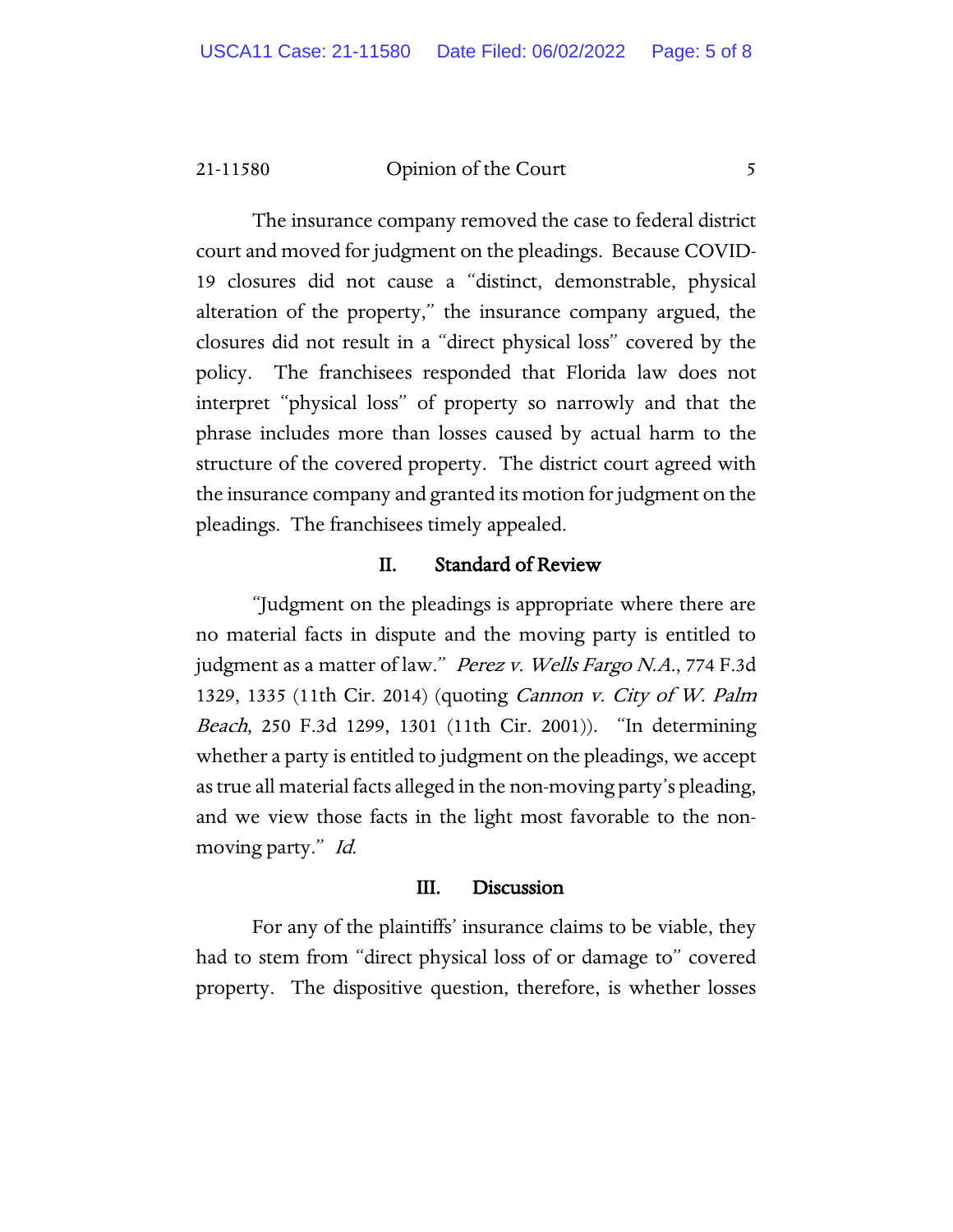The insurance company removed the case to federal district court and moved for judgment on the pleadings. Because COVID-19 closures did not cause a "distinct, demonstrable, physical alteration of the property," the insurance company argued, the closures did not result in a "direct physical loss" covered by the policy. The franchisees responded that Florida law does not interpret "physical loss" of property so narrowly and that the phrase includes more than losses caused by actual harm to the structure of the covered property. The district court agreed with the insurance company and granted its motion for judgment on the pleadings. The franchisees timely appealed.

## II. Standard of Review

"Judgment on the pleadings is appropriate where there are no material facts in dispute and the moving party is entitled to judgment as a matter of law." *Perez v. Wells Fargo N.A.*, 774 F.3d 1329, 1335 (11th Cir. 2014) (quoting *Cannon v. City of W. Palm Beach*, 250 F.3d 1299, 1301 (11th Cir. 2001)). "In determining whether a party is entitled to judgment on the pleadings, we accept as true all material facts alleged in the non-moving party's pleading, and we view those facts in the light most favorable to the non-moving party." *Id.*

## III. Discussion

For any of the plaintiffs' insurance claims to be viable, they had to stem from "direct physical loss of or damage to" covered property. The dispositive question, therefore, is whether losses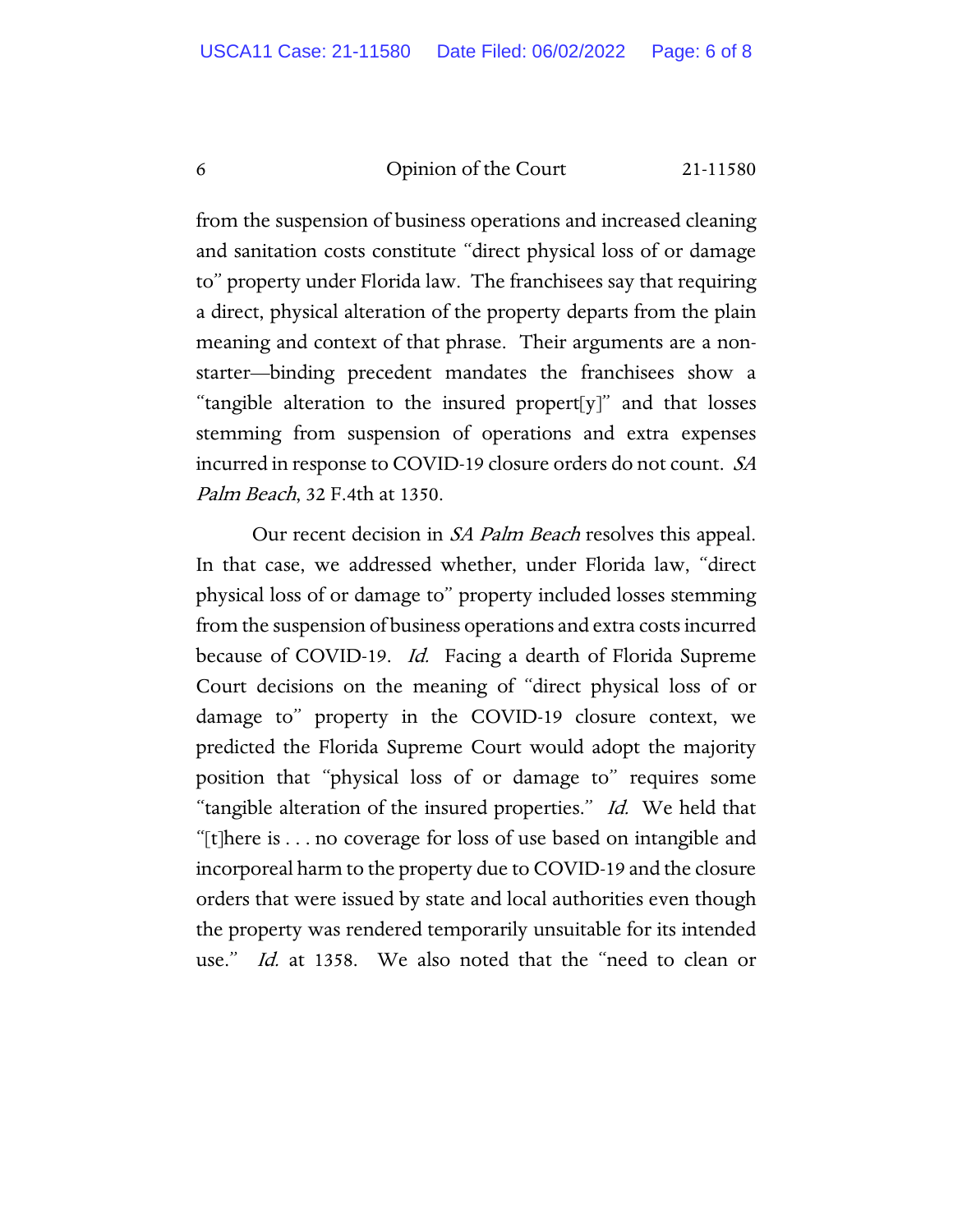from the suspension of business operations and increased cleaning and sanitation costs constitute "direct physical loss of or damage to" property under Florida law. The franchisees say that requiring a direct, physical alteration of the property departs from the plain meaning and context of that phrase. Their arguments are a non-starter—binding precedent mandates the franchisees show a "tangible alteration to the insured propert[y]" and that losses stemming from suspension of operations and extra expenses incurred in response to COVID-19 closure orders do not count. *SA Palm Beach*, 32 F.4th at 1350.

Our recent decision in *SA Palm Beach* resolves this appeal. In that case, we addressed whether, under Florida law, "direct physical loss of or damage to" property included losses stemming from the suspension of business operations and extra costs incurred because of COVID-19. *Id.* Facing a dearth of Florida Supreme Court decisions on the meaning of "direct physical loss of or damage to" property in the COVID-19 closure context, we predicted the Florida Supreme Court would adopt the majority position that "physical loss of or damage to" requires some "tangible alteration of the insured properties." *Id.* We held that "[t]here is . . . no coverage for loss of use based on intangible and incorporeal harm to the property due to COVID-19 and the closure orders that were issued by state and local authorities even though the property was rendered temporarily unsuitable for its intended use." *Id.* at 1358. We also noted that the "need to clean or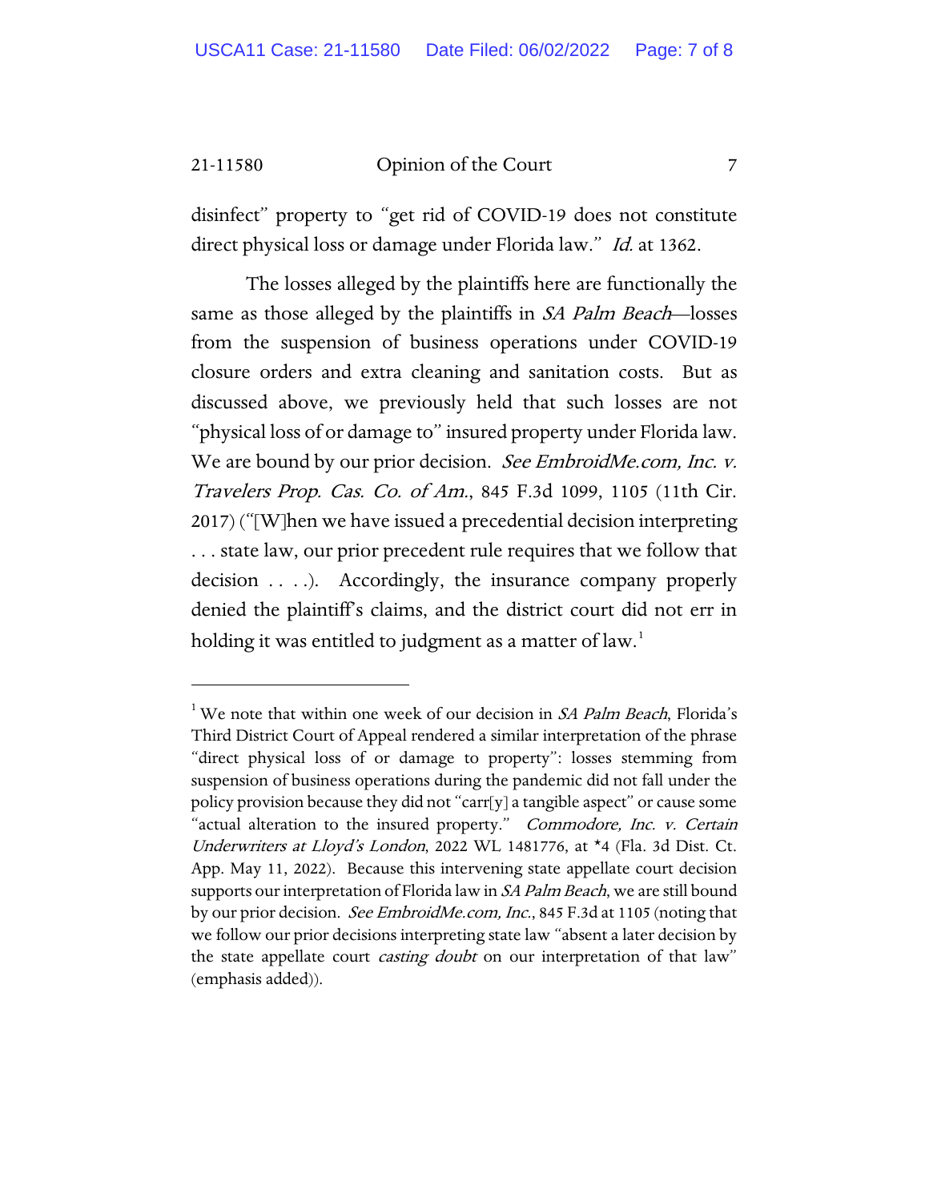disinfect" property to "get rid of COVID-19 does not constitute direct physical loss or damage under Florida law." *Id.* at 1362.

The losses alleged by the plaintiffs here are functionally the same as those alleged by the plaintiffs in *SA Palm Beach*—losses from the suspension of business operations under COVID-19 closure orders and extra cleaning and sanitation costs. But as discussed above, we previously held that such losses are not "physical loss of or damage to" insured property under Florida law. We are bound by our prior decision. *See EmbroidMe.com, Inc. v. Travelers Prop. Cas. Co. of Am.*, 845 F.3d 1099, 1105 (11th Cir. 2017) ("[W]hen we have issued a precedential decision interpreting . . . state law, our prior precedent rule requires that we follow that decision . . . .). Accordingly, the insurance company properly denied the plaintiff's claims, and the district court did not err in holding it was entitled to judgment as a matter of law.[1]

---

[1] We note that within one week of our decision in *SA Palm Beach*, Florida's Third District Court of Appeal rendered a similar interpretation of the phrase "direct physical loss of or damage to property": losses stemming from suspension of business operations during the pandemic did not fall under the policy provision because they did not "carr[y] a tangible aspect" or cause some "actual alteration to the insured property." *Commodore, Inc. v. Certain Underwriters at Lloyd's London*, 2022 WL 1481776, at *4 (Fla. 3d Dist. Ct. App. May 11, 2022). Because this intervening state appellate court decision supports our interpretation of Florida law in *SA Palm Beach*, we are still bound by our prior decision. *See EmbroidMe.com, Inc.*, 845 F.3d at 1105 (noting that we follow our prior decisions interpreting state law "absent a later decision by the state appellate court *casting doubt* on our interpretation of that law" (emphasis added)).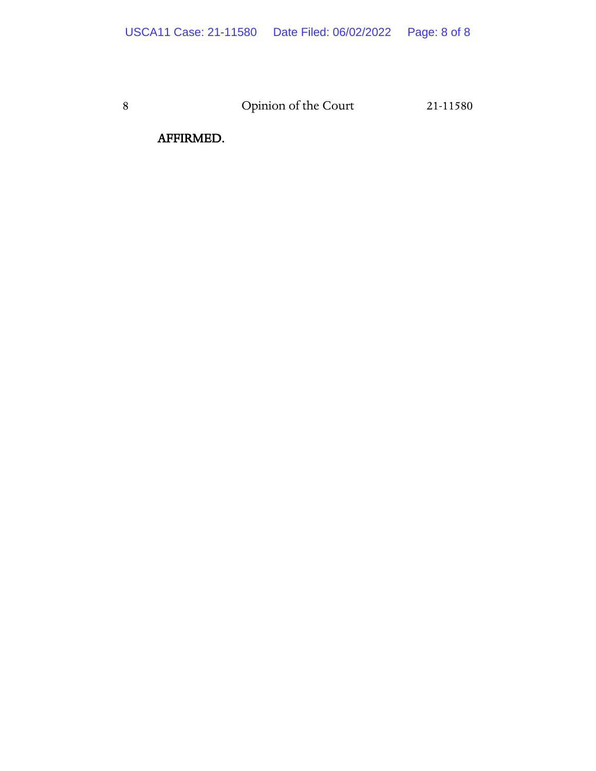AFFIRMED.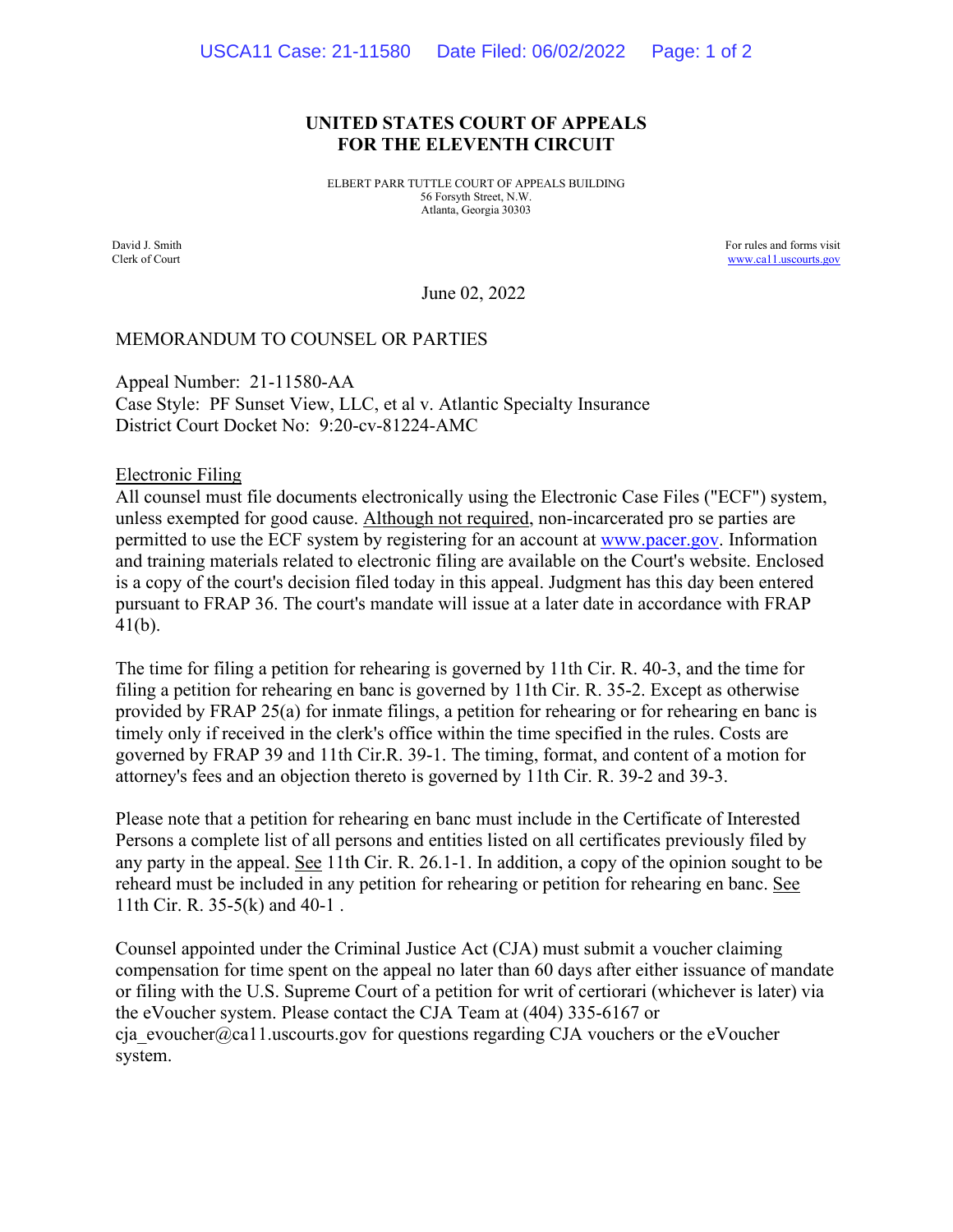**UNITED STATES COURT OF APPEALS**
**FOR THE ELEVENTH CIRCUIT**

ELBERT PARR TUTTLE COURT OF APPEALS BUILDING
56 Forsyth Street, N.W.
Atlanta, Georgia 30303

David J. Smith
Clerk of Court

For rules and forms visit
www.ca11.uscourts.gov

June 02, 2022

MEMORANDUM TO COUNSEL OR PARTIES

Appeal Number: 21-11580-AA
Case Style: PF Sunset View, LLC, et al v. Atlantic Specialty Insurance
District Court Docket No: 9:20-cv-81224-AMC

Electronic Filing

All counsel must file documents electronically using the Electronic Case Files ("ECF") system, unless exempted for good cause. Although not required, non-incarcerated pro se parties are permitted to use the ECF system by registering for an account at www.pacer.gov. Information and training materials related to electronic filing are available on the Court's website. Enclosed is a copy of the court's decision filed today in this appeal. Judgment has this day been entered pursuant to FRAP 36. The court's mandate will issue at a later date in accordance with FRAP 41(b).

The time for filing a petition for rehearing is governed by 11th Cir. R. 40-3, and the time for filing a petition for rehearing en banc is governed by 11th Cir. R. 35-2. Except as otherwise provided by FRAP 25(a) for inmate filings, a petition for rehearing or for rehearing en banc is timely only if received in the clerk's office within the time specified in the rules. Costs are governed by FRAP 39 and 11th Cir.R. 39-1. The timing, format, and content of a motion for attorney's fees and an objection thereto is governed by 11th Cir. R. 39-2 and 39-3.

Please note that a petition for rehearing en banc must include in the Certificate of Interested Persons a complete list of all persons and entities listed on all certificates previously filed by any party in the appeal. See 11th Cir. R. 26.1-1. In addition, a copy of the opinion sought to be reheard must be included in any petition for rehearing or petition for rehearing en banc. See 11th Cir. R. 35-5(k) and 40-1 .

Counsel appointed under the Criminal Justice Act (CJA) must submit a voucher claiming compensation for time spent on the appeal no later than 60 days after either issuance of mandate or filing with the U.S. Supreme Court of a petition for writ of certiorari (whichever is later) via the eVoucher system. Please contact the CJA Team at (404) 335-6167 or cja_evoucher@ca11.uscourts.gov for questions regarding CJA vouchers or the eVoucher system.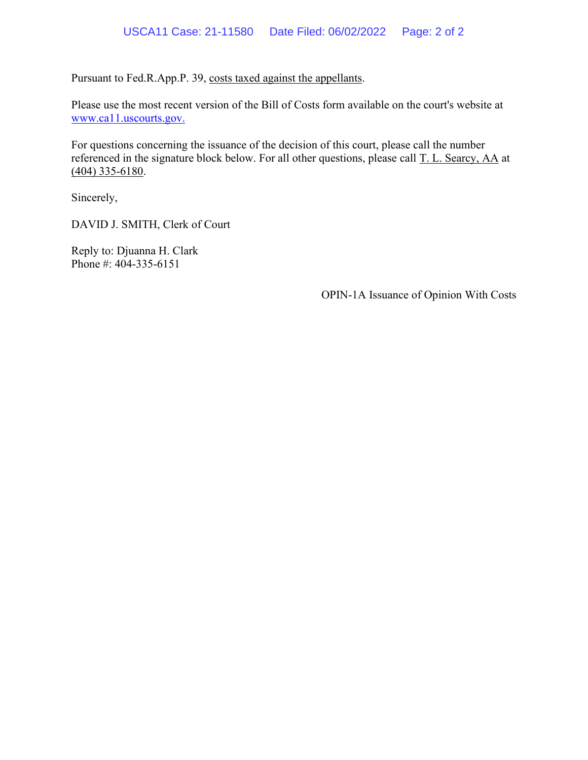Pursuant to Fed.R.App.P. 39, costs taxed against the appellants.

Please use the most recent version of the Bill of Costs form available on the court's website at www.ca11.uscourts.gov.

For questions concerning the issuance of the decision of this court, please call the number referenced in the signature block below. For all other questions, please call T. L. Searcy, AA at (404) 335-6180.

Sincerely,

DAVID J. SMITH, Clerk of Court

Reply to: Djuanna H. Clark
Phone #: 404-335-6151

OPIN-1A Issuance of Opinion With Costs